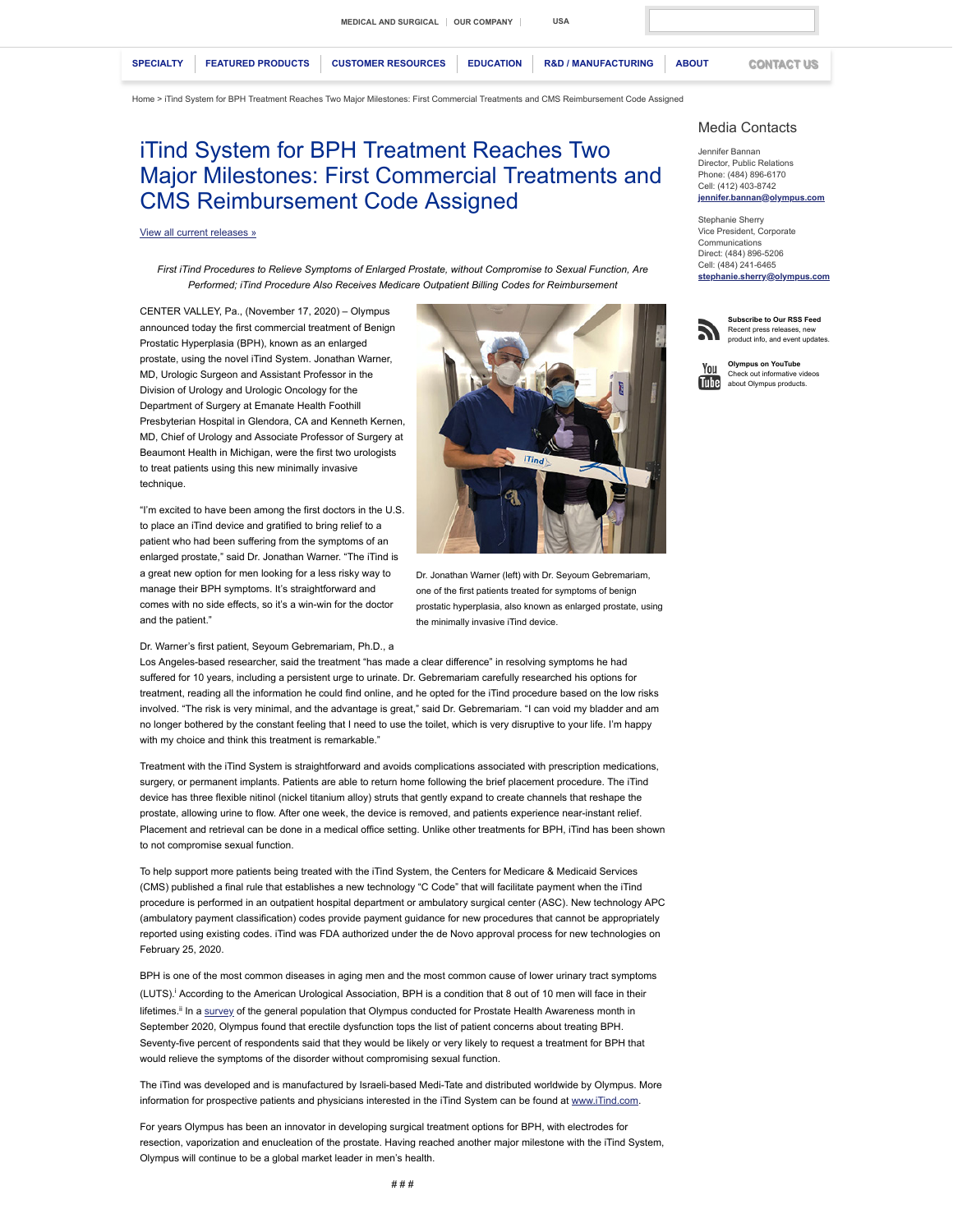MEDICAL AND SURGICAL | OUR COMPANY | USA

SPECIALTY | FEATURED PRODUCTS | CUSTOMER RESOURCES | EDUCATION | R&D / MANUFACTURING | ABOUT | CONTACT US

Home > iTind System for BPH Treatment Reaches Two Major Milestones: First Commercial Treatments and CMS Reimbursement Code Assigned

# iTind System for BPH Treatment Reaches Two Major Milestones: First Commercial Treatments and CMS Reimbursement Code Assigned

View all current releases »

*First iTind Procedures to Relieve Symptoms of Enlarged Prostate, without Compromise to Sexual Function, Are Performed; iTind Procedure Also Receives Medicare Outpatient Billing Codes for Reimbursement*

CENTER VALLEY, Pa., (November 17, 2020) – Olympus announced today the first commercial treatment of Benign Prostatic Hyperplasia (BPH), known as an enlarged prostate, using the novel iTind System. Jonathan Warner, MD, Urologic Surgeon and Assistant Professor in the Division of Urology and Urologic Oncology for the Department of Surgery at Emanate Health Foothill Presbyterian Hospital in Glendora, CA and Kenneth Kernen, MD, Chief of Urology and Associate Professor of Surgery at Beaumont Health in Michigan, were the first two urologists to treat patients using this new minimally invasive technique.

Dr. Jonathan Warner (left) with Dr. Seyoum Gebremariam, one of the first patients treated for symptoms of benign prostatic hyperplasia, also known as enlarged prostate, using the minimally invasive iTind device.

"I'm excited to have been among the first doctors in the U.S. to place an iTind device and gratified to bring relief to a patient who had been suffering from the symptoms of an enlarged prostate," said Dr. Jonathan Warner. "The iTind is a great new option for men looking for a less risky way to manage their BPH symptoms. It's straightforward and comes with no side effects, so it's a win-win for the doctor and the patient."

Dr. Warner's first patient, Seyoum Gebremariam, Ph.D., a Los Angeles-based researcher, said the treatment "has made a clear difference" in resolving symptoms he had suffered for 10 years, including a persistent urge to urinate. Dr. Gebremariam carefully researched his options for treatment, reading all the information he could find online, and he opted for the iTind procedure based on the low risks involved. "The risk is very minimal, and the advantage is great," said Dr. Gebremariam. "I can void my bladder and am no longer bothered by the constant feeling that I need to use the toilet, which is very disruptive to your life. I'm happy with my choice and think this treatment is remarkable."

Treatment with the iTind System is straightforward and avoids complications associated with prescription medications, surgery, or permanent implants. Patients are able to return home following the brief placement procedure. The iTind device has three flexible nitinol (nickel titanium alloy) struts that gently expand to create channels that reshape the prostate, allowing urine to flow. After one week, the device is removed, and patients experience near-instant relief. Placement and retrieval can be done in a medical office setting. Unlike other treatments for BPH, iTind has been shown to not compromise sexual function.

To help support more patients being treated with the iTind System, the Centers for Medicare & Medicaid Services (CMS) published a final rule that establishes a new technology "C Code" that will facilitate payment when the iTind procedure is performed in an outpatient hospital department or ambulatory surgical center (ASC). New technology APC (ambulatory payment classification) codes provide payment guidance for new procedures that cannot be appropriately reported using existing codes. iTind was FDA authorized under the de Novo approval process for new technologies on February 25, 2020.

BPH is one of the most common diseases in aging men and the most common cause of lower urinary tract symptoms (LUTS).[i] According to the American Urological Association, BPH is a condition that 8 out of 10 men will face in their lifetimes.[ii] In a survey of the general population that Olympus conducted for Prostate Health Awareness month in September 2020, Olympus found that erectile dysfunction tops the list of patient concerns about treating BPH. Seventy-five percent of respondents said that they would be likely or very likely to request a treatment for BPH that would relieve the symptoms of the disorder without compromising sexual function.

The iTind was developed and is manufactured by Israeli-based Medi-Tate and distributed worldwide by Olympus. More information for prospective patients and physicians interested in the iTind System can be found at www.iTind.com.

For years Olympus has been an innovator in developing surgical treatment options for BPH, with electrodes for resection, vaporization and enucleation of the prostate. Having reached another major milestone with the iTind System, Olympus will continue to be a global market leader in men's health.

###

## Media Contacts

Jennifer Bannan
Director, Public Relations
Phone: (484) 896-6170
Cell: (412) 403-8742
**jennifer.bannan@olympus.com**

Stephanie Sherry
Vice President, Corporate Communications
Direct: (484) 896-5206
Cell: (484) 241-6465
**stephanie.sherry@olympus.com**

**Subscribe to Our RSS Feed**
Recent press releases, new product info, and event updates.

**Olympus on YouTube**
Check out informative videos about Olympus products.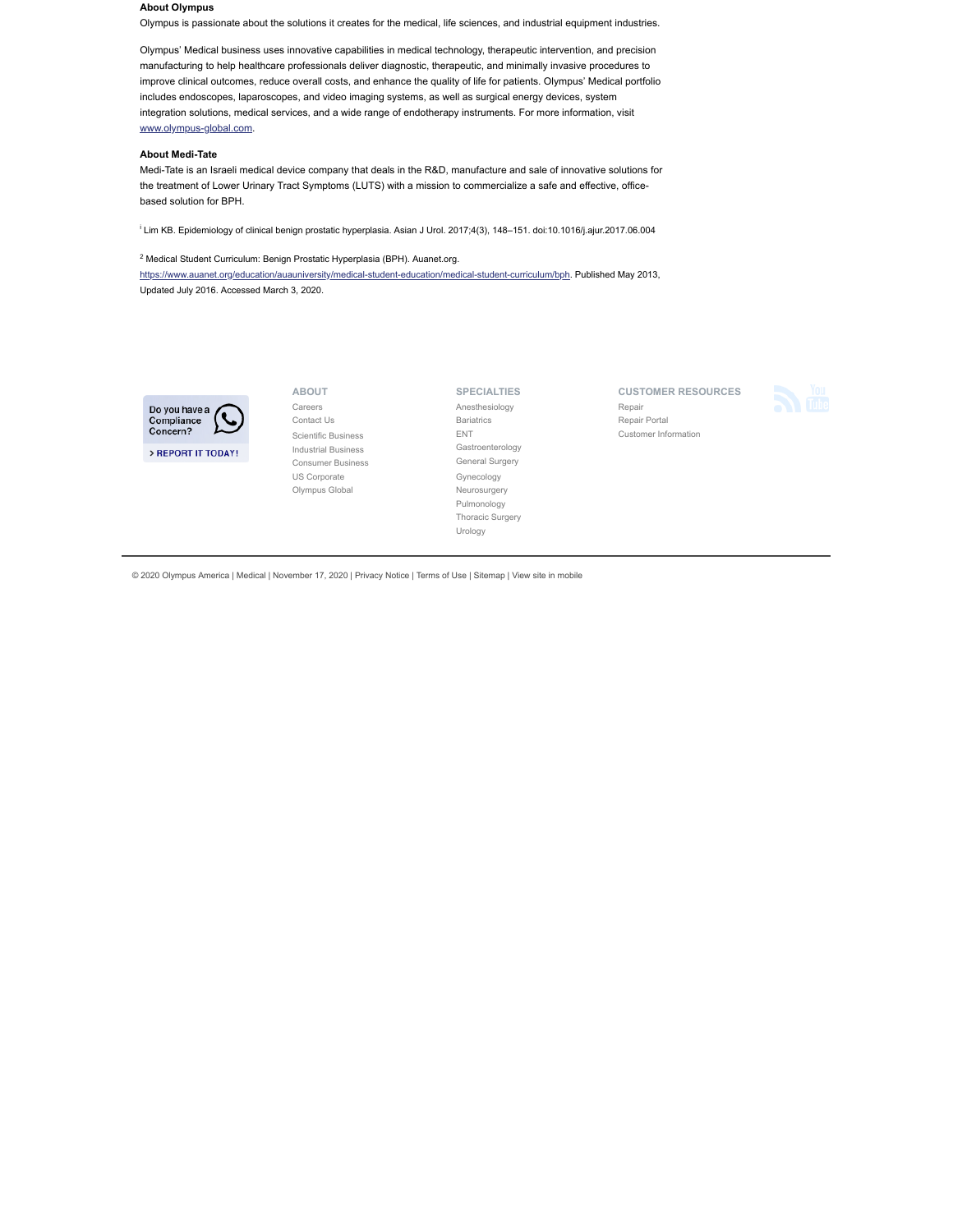**About Olympus**

Olympus is passionate about the solutions it creates for the medical, life sciences, and industrial equipment industries.

Olympus' Medical business uses innovative capabilities in medical technology, therapeutic intervention, and precision manufacturing to help healthcare professionals deliver diagnostic, therapeutic, and minimally invasive procedures to improve clinical outcomes, reduce overall costs, and enhance the quality of life for patients. Olympus' Medical portfolio includes endoscopes, laparoscopes, and video imaging systems, as well as surgical energy devices, system integration solutions, medical services, and a wide range of endotherapy instruments. For more information, visit www.olympus-global.com.

**About Medi-Tate**

Medi-Tate is an Israeli medical device company that deals in the R&D, manufacture and sale of innovative solutions for the treatment of Lower Urinary Tract Symptoms (LUTS) with a mission to commercialize a safe and effective, office-based solution for BPH.

[i] Lim KB. Epidemiology of clinical benign prostatic hyperplasia. Asian J Urol. 2017;4(3), 148–151. doi:10.1016/j.ajur.2017.06.004

[2] Medical Student Curriculum: Benign Prostatic Hyperplasia (BPH). Auanet.org. https://www.auanet.org/education/auauniversity/medical-student-education/medical-student-curriculum/bph. Published May 2013, Updated July 2016. Accessed March 3, 2020.

Do you have a Compliance Concern?
> REPORT IT TODAY!

ABOUT
Careers
Contact Us
Scientific Business
Industrial Business
Consumer Business
US Corporate
Olympus Global

SPECIALTIES
Anesthesiology
Bariatrics
ENT
Gastroenterology
General Surgery
Gynecology
Neurosurgery
Pulmonology
Thoracic Surgery
Urology

CUSTOMER RESOURCES
Repair
Repair Portal
Customer Information

© 2020 Olympus America | Medical | November 17, 2020 | Privacy Notice | Terms of Use | Sitemap | View site in mobile